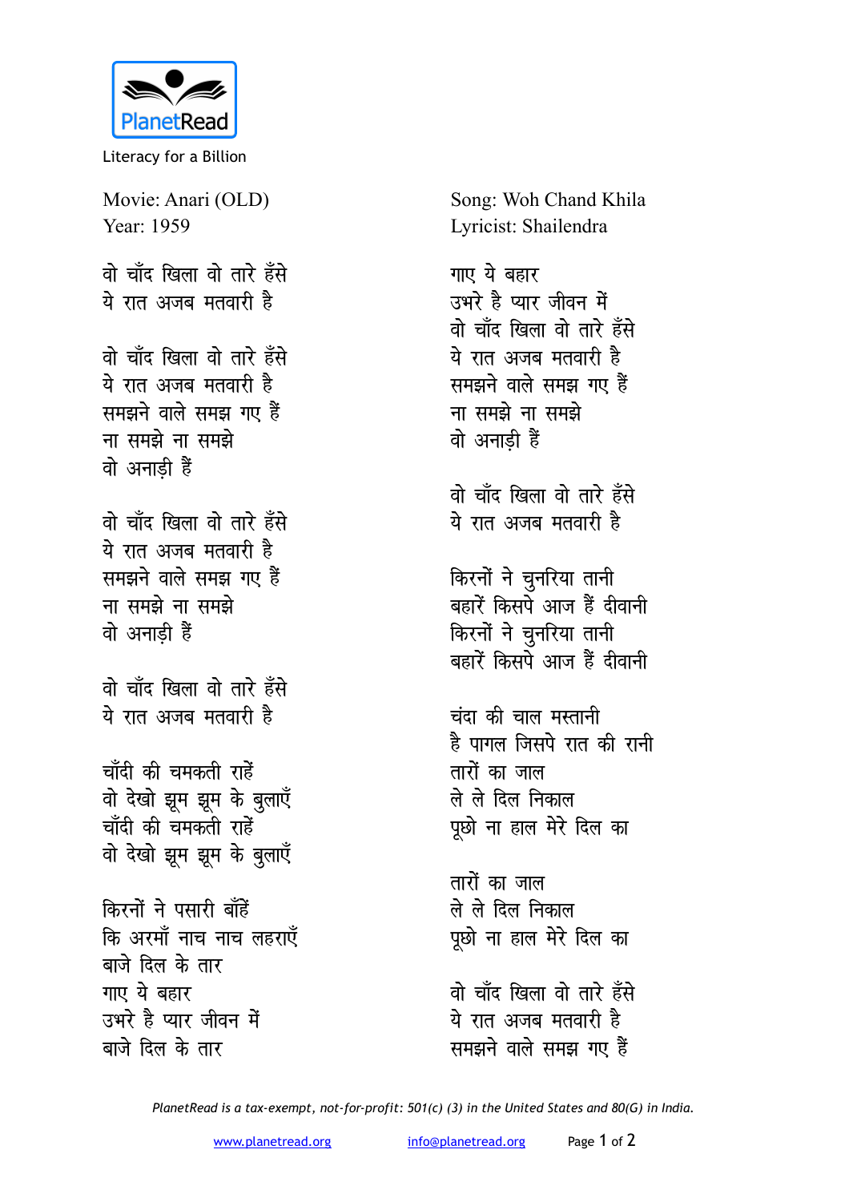PlanetRead

Literacy for a Billion

Movie: Anari (OLD)
Year: 1959

Song: Woh Chand Khila
Lyricist: Shailendra

वो चाँद खिला वो तारे हँसे
ये रात अजब मतवारी है

वो चाँद खिला वो तारे हँसे
ये रात अजब मतवारी है
समझने वाले समझ गए हैं
ना समझे ना समझे
वो अनाड़ी हैं

वो चाँद खिला वो तारे हँसे
ये रात अजब मतवारी है
समझने वाले समझ गए हैं
ना समझे ना समझे
वो अनाड़ी हैं

वो चाँद खिला वो तारे हँसे
ये रात अजब मतवारी है

चाँदी की चमकती राहें
वो देखो झूम झूम के बुलाएँ
चाँदी की चमकती राहें
वो देखो झूम झूम के बुलाएँ

किरनों ने पसारी बाँहें
कि अरमाँ नाच नाच लहराएँ
बाजे दिल के तार
गाए ये बहार
उभरे है प्यार जीवन में
बाजे दिल के तार

गाए ये बहार
उभरे है प्यार जीवन में
वो चाँद खिला वो तारे हँसे
ये रात अजब मतवारी है
समझने वाले समझ गए हैं
ना समझे ना समझे
वो अनाड़ी हैं

वो चाँद खिला वो तारे हँसे
ये रात अजब मतवारी है

किरनों ने चुनरिया तानी
बहारें किसपे आज हैं दीवानी
किरनों ने चुनरिया तानी
बहारें किसपे आज हैं दीवानी

चंदा की चाल मस्तानी
है पागल जिसपे रात की रानी
तारों का जाल
ले ले दिल निकाल
पूछो ना हाल मेरे दिल का

तारों का जाल
ले ले दिल निकाल
पूछो ना हाल मेरे दिल का

वो चाँद खिला वो तारे हँसे
ये रात अजब मतवारी है
समझने वाले समझ गए हैं

*PlanetRead is a tax-exempt, not-for-profit: 501(c) (3) in the United States and 80(G) in India.*

www.planetread.org    info@planetread.org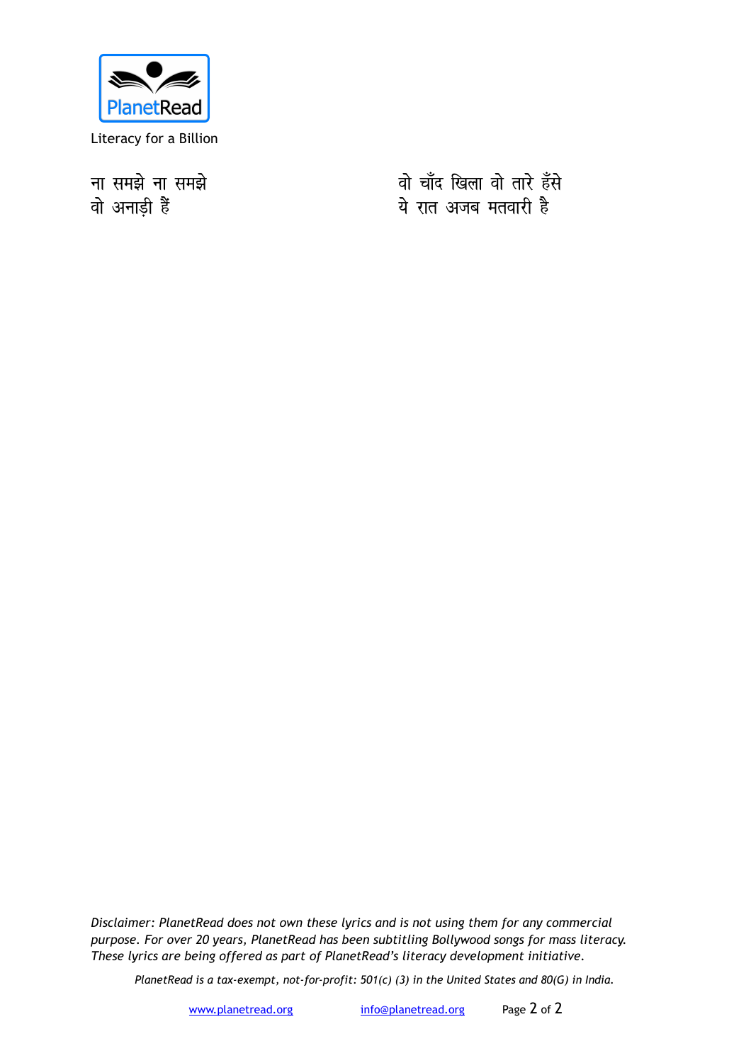Literacy for a Billion

ना समझे ना समझे  
वो अनाड़ी हैं

वो चाँद खिला वो तारे हँसे  
ये रात अजब मतवारी है

*Disclaimer: PlanetRead does not own these lyrics and is not using them for any commercial purpose. For over 20 years, PlanetRead has been subtitling Bollywood songs for mass literacy. These lyrics are being offered as part of PlanetRead's literacy development initiative.*

*PlanetRead is a tax-exempt, not-for-profit: 501(c) (3) in the United States and 80(G) in India.*

www.planetread.org info@planetread.org